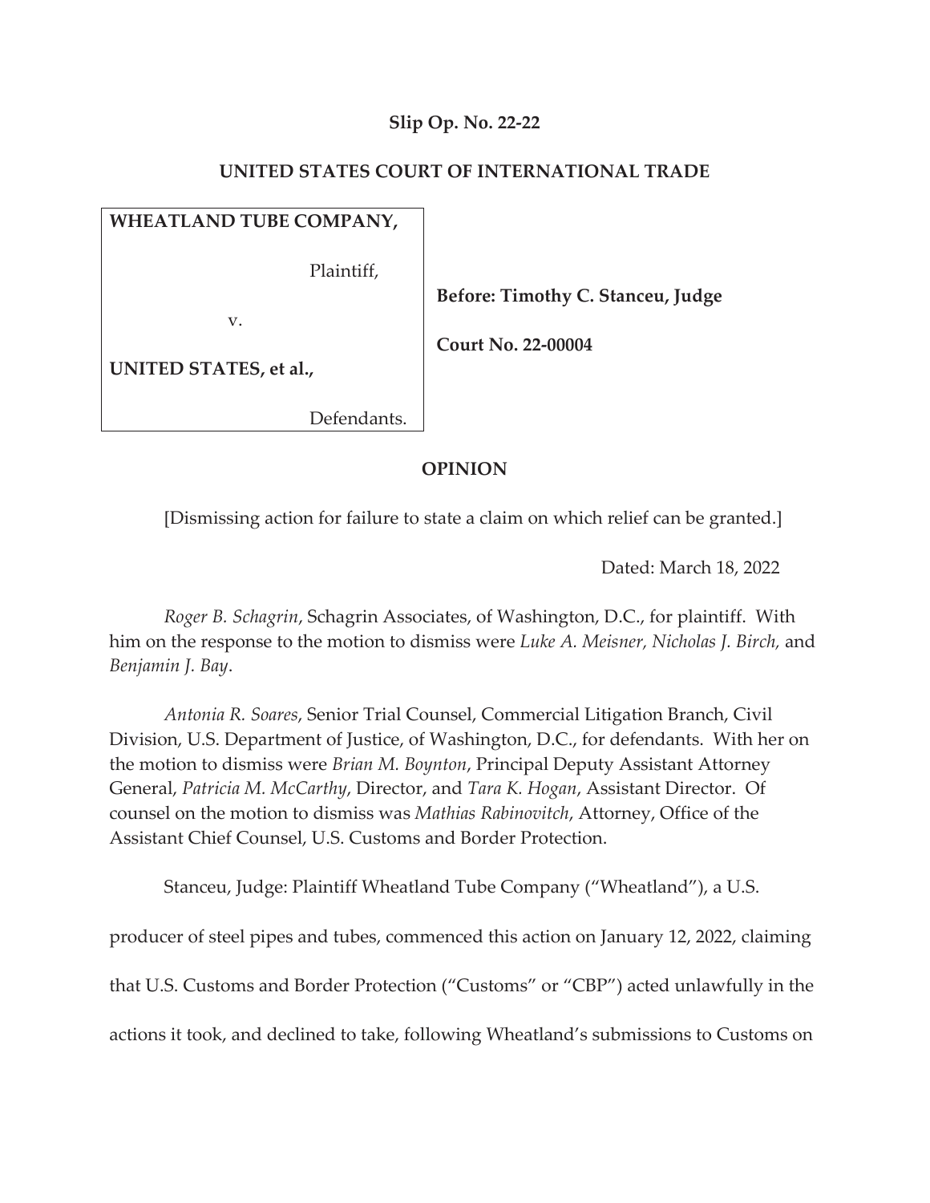**Slip Op. No. 22-22**

**UNITED STATES COURT OF INTERNATIONAL TRADE**

| | |
|---|---|
| **WHEATLAND TUBE COMPANY,**<br><br>Plaintiff,<br><br>v.<br><br>**UNITED STATES, et al.,**<br><br>Defendants. | **Before: Timothy C. Stanceu, Judge**<br><br>**Court No. 22-00004** |

**OPINION**

[Dismissing action for failure to state a claim on which relief can be granted.]

Dated: March 18, 2022

*Roger B. Schagrin*, Schagrin Associates, of Washington, D.C., for plaintiff. With him on the response to the motion to dismiss were *Luke A. Meisner, Nicholas J. Birch,* and *Benjamin J. Bay*.

*Antonia R. Soares*, Senior Trial Counsel, Commercial Litigation Branch, Civil Division, U.S. Department of Justice, of Washington, D.C., for defendants. With her on the motion to dismiss were *Brian M. Boynton*, Principal Deputy Assistant Attorney General, *Patricia M. McCarthy*, Director, and *Tara K. Hogan*, Assistant Director. Of counsel on the motion to dismiss was *Mathias Rabinovitch*, Attorney, Office of the Assistant Chief Counsel, U.S. Customs and Border Protection.

Stanceu, Judge: Plaintiff Wheatland Tube Company ("Wheatland"), a U.S. producer of steel pipes and tubes, commenced this action on January 12, 2022, claiming that U.S. Customs and Border Protection ("Customs" or "CBP") acted unlawfully in the actions it took, and declined to take, following Wheatland's submissions to Customs on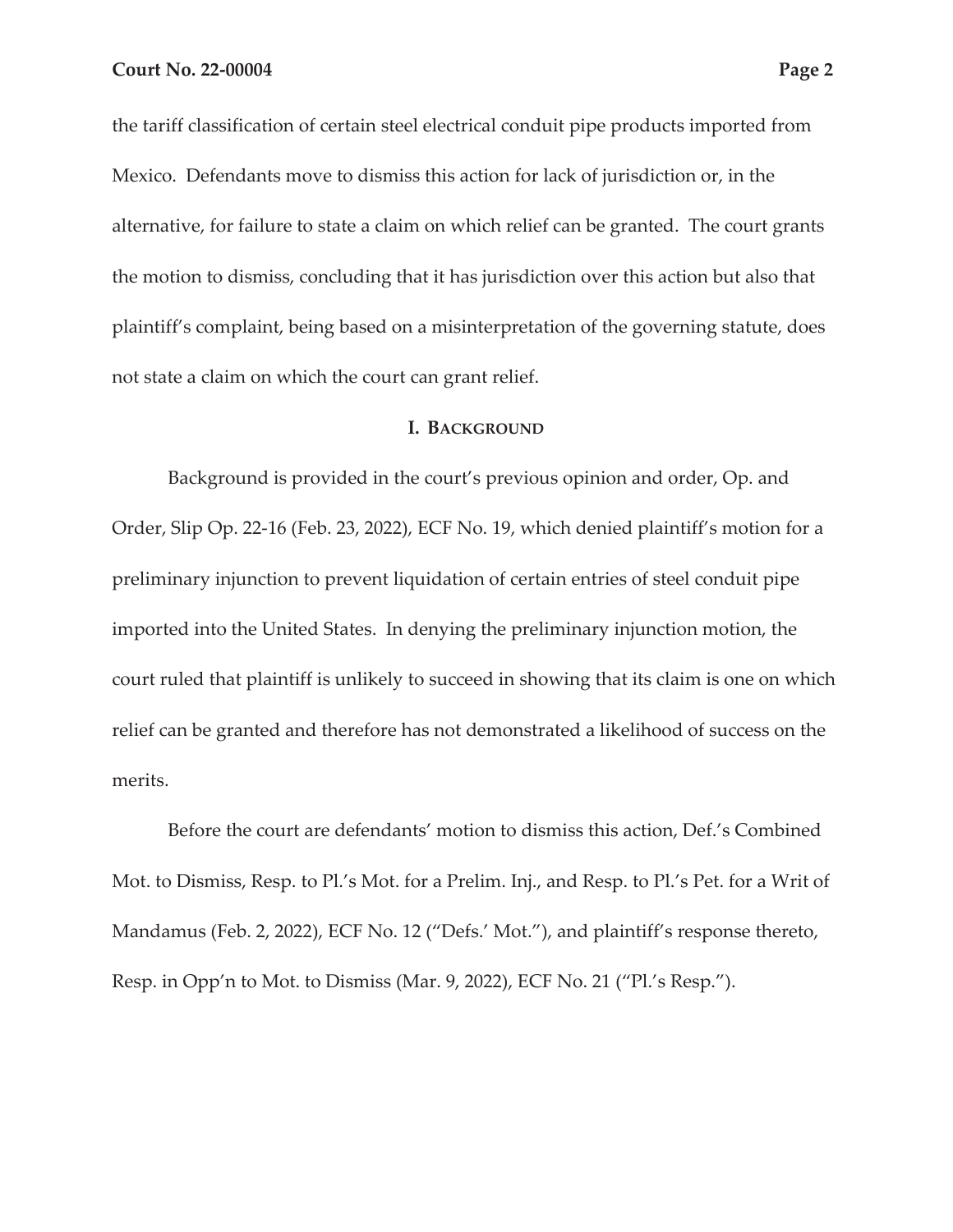the tariff classification of certain steel electrical conduit pipe products imported from Mexico. Defendants move to dismiss this action for lack of jurisdiction or, in the alternative, for failure to state a claim on which relief can be granted. The court grants the motion to dismiss, concluding that it has jurisdiction over this action but also that plaintiff's complaint, being based on a misinterpretation of the governing statute, does not state a claim on which the court can grant relief.

## I. BACKGROUND

Background is provided in the court's previous opinion and order, Op. and Order, Slip Op. 22-16 (Feb. 23, 2022), ECF No. 19, which denied plaintiff's motion for a preliminary injunction to prevent liquidation of certain entries of steel conduit pipe imported into the United States. In denying the preliminary injunction motion, the court ruled that plaintiff is unlikely to succeed in showing that its claim is one on which relief can be granted and therefore has not demonstrated a likelihood of success on the merits.

Before the court are defendants' motion to dismiss this action, Def.'s Combined Mot. to Dismiss, Resp. to Pl.'s Mot. for a Prelim. Inj., and Resp. to Pl.'s Pet. for a Writ of Mandamus (Feb. 2, 2022), ECF No. 12 ("Defs.' Mot."), and plaintiff's response thereto, Resp. in Opp'n to Mot. to Dismiss (Mar. 9, 2022), ECF No. 21 ("Pl.'s Resp.").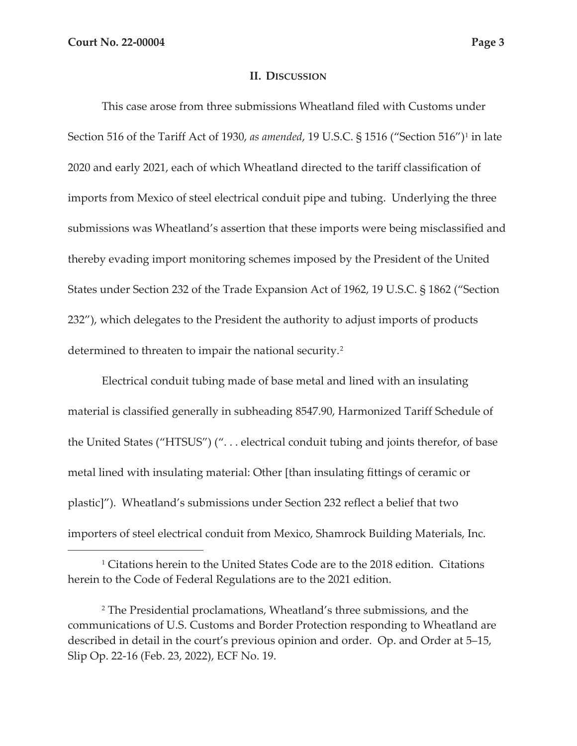## II. Discussion

This case arose from three submissions Wheatland filed with Customs under Section 516 of the Tariff Act of 1930, *as amended*, 19 U.S.C. § 1516 ("Section 516")[1] in late 2020 and early 2021, each of which Wheatland directed to the tariff classification of imports from Mexico of steel electrical conduit pipe and tubing. Underlying the three submissions was Wheatland's assertion that these imports were being misclassified and thereby evading import monitoring schemes imposed by the President of the United States under Section 232 of the Trade Expansion Act of 1962, 19 U.S.C. § 1862 ("Section 232"), which delegates to the President the authority to adjust imports of products determined to threaten to impair the national security.[2]

Electrical conduit tubing made of base metal and lined with an insulating material is classified generally in subheading 8547.90, Harmonized Tariff Schedule of the United States ("HTSUS") (". . . electrical conduit tubing and joints therefor, of base metal lined with insulating material: Other [than insulating fittings of ceramic or plastic]"). Wheatland's submissions under Section 232 reflect a belief that two importers of steel electrical conduit from Mexico, Shamrock Building Materials, Inc.

[1] Citations herein to the United States Code are to the 2018 edition. Citations herein to the Code of Federal Regulations are to the 2021 edition.

[2] The Presidential proclamations, Wheatland's three submissions, and the communications of U.S. Customs and Border Protection responding to Wheatland are described in detail in the court's previous opinion and order. Op. and Order at 5–15, Slip Op. 22-16 (Feb. 23, 2022), ECF No. 19.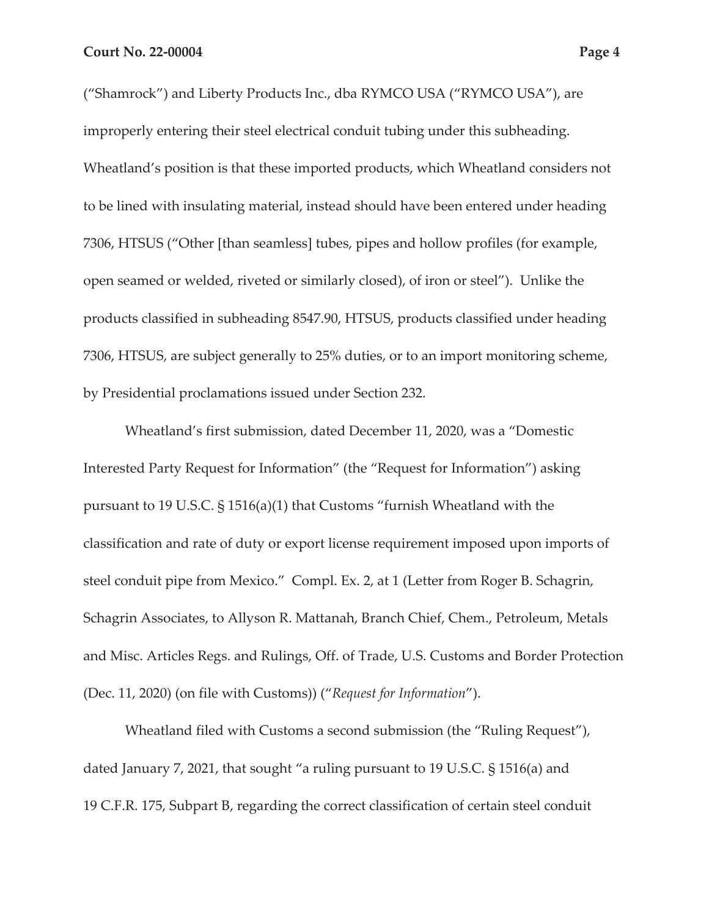("Shamrock") and Liberty Products Inc., dba RYMCO USA ("RYMCO USA"), are improperly entering their steel electrical conduit tubing under this subheading. Wheatland's position is that these imported products, which Wheatland considers not to be lined with insulating material, instead should have been entered under heading 7306, HTSUS ("Other [than seamless] tubes, pipes and hollow profiles (for example, open seamed or welded, riveted or similarly closed), of iron or steel"). Unlike the products classified in subheading 8547.90, HTSUS, products classified under heading 7306, HTSUS, are subject generally to 25% duties, or to an import monitoring scheme, by Presidential proclamations issued under Section 232.

Wheatland's first submission, dated December 11, 2020, was a "Domestic Interested Party Request for Information" (the "Request for Information") asking pursuant to 19 U.S.C. § 1516(a)(1) that Customs "furnish Wheatland with the classification and rate of duty or export license requirement imposed upon imports of steel conduit pipe from Mexico." Compl. Ex. 2, at 1 (Letter from Roger B. Schagrin, Schagrin Associates, to Allyson R. Mattanah, Branch Chief, Chem., Petroleum, Metals and Misc. Articles Regs. and Rulings, Off. of Trade, U.S. Customs and Border Protection (Dec. 11, 2020) (on file with Customs)) ("*Request for Information*").

Wheatland filed with Customs a second submission (the "Ruling Request"), dated January 7, 2021, that sought "a ruling pursuant to 19 U.S.C. § 1516(a) and 19 C.F.R. 175, Subpart B, regarding the correct classification of certain steel conduit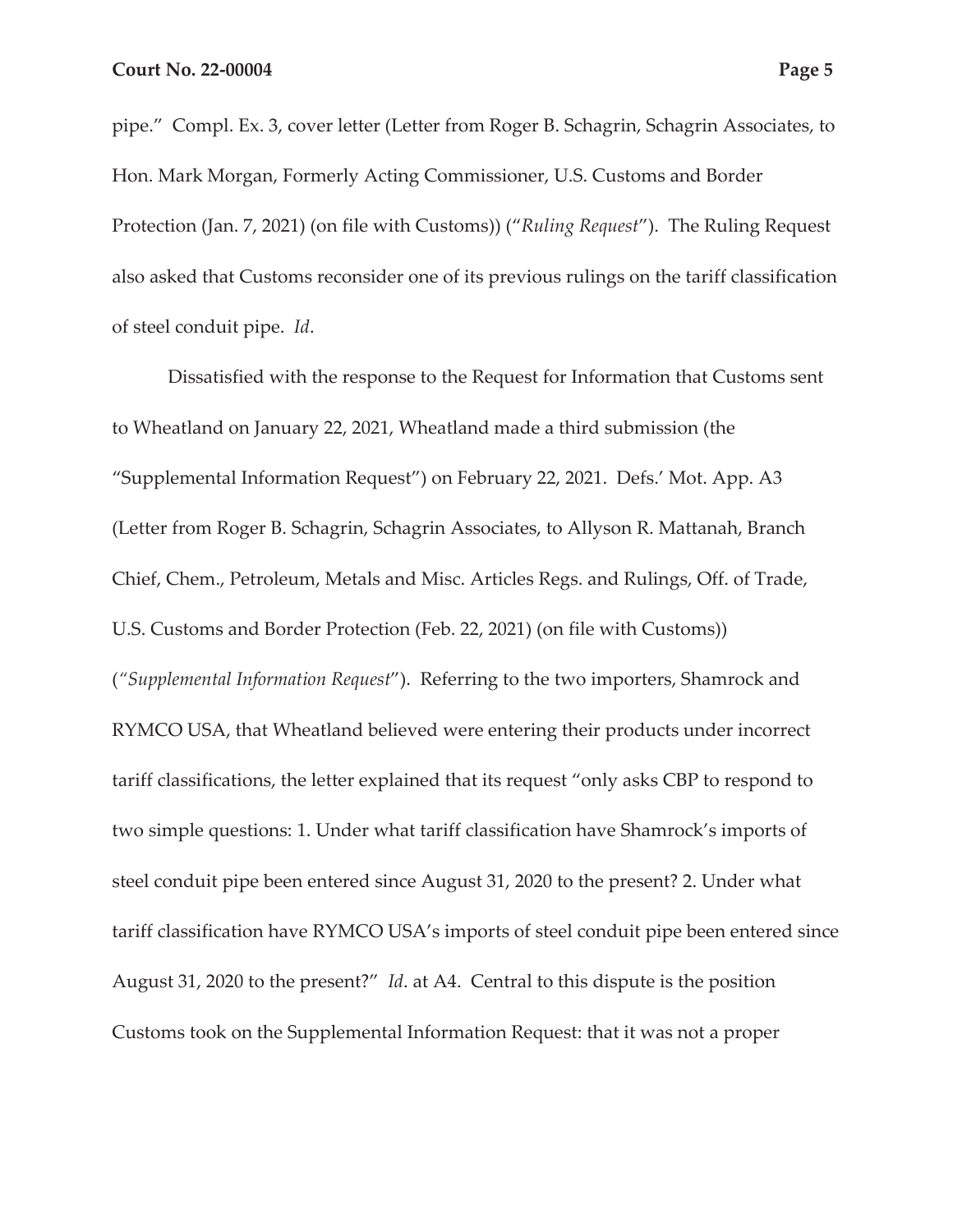pipe." Compl. Ex. 3, cover letter (Letter from Roger B. Schagrin, Schagrin Associates, to Hon. Mark Morgan, Formerly Acting Commissioner, U.S. Customs and Border Protection (Jan. 7, 2021) (on file with Customs)) ("*Ruling Request*"). The Ruling Request also asked that Customs reconsider one of its previous rulings on the tariff classification of steel conduit pipe. *Id*.

Dissatisfied with the response to the Request for Information that Customs sent to Wheatland on January 22, 2021, Wheatland made a third submission (the "Supplemental Information Request") on February 22, 2021. Defs.' Mot. App. A3 (Letter from Roger B. Schagrin, Schagrin Associates, to Allyson R. Mattanah, Branch Chief, Chem., Petroleum, Metals and Misc. Articles Regs. and Rulings, Off. of Trade, U.S. Customs and Border Protection (Feb. 22, 2021) (on file with Customs)) ("*Supplemental Information Request*"). Referring to the two importers, Shamrock and RYMCO USA, that Wheatland believed were entering their products under incorrect tariff classifications, the letter explained that its request "only asks CBP to respond to two simple questions: 1. Under what tariff classification have Shamrock's imports of steel conduit pipe been entered since August 31, 2020 to the present? 2. Under what tariff classification have RYMCO USA's imports of steel conduit pipe been entered since August 31, 2020 to the present?" *Id*. at A4. Central to this dispute is the position Customs took on the Supplemental Information Request: that it was not a proper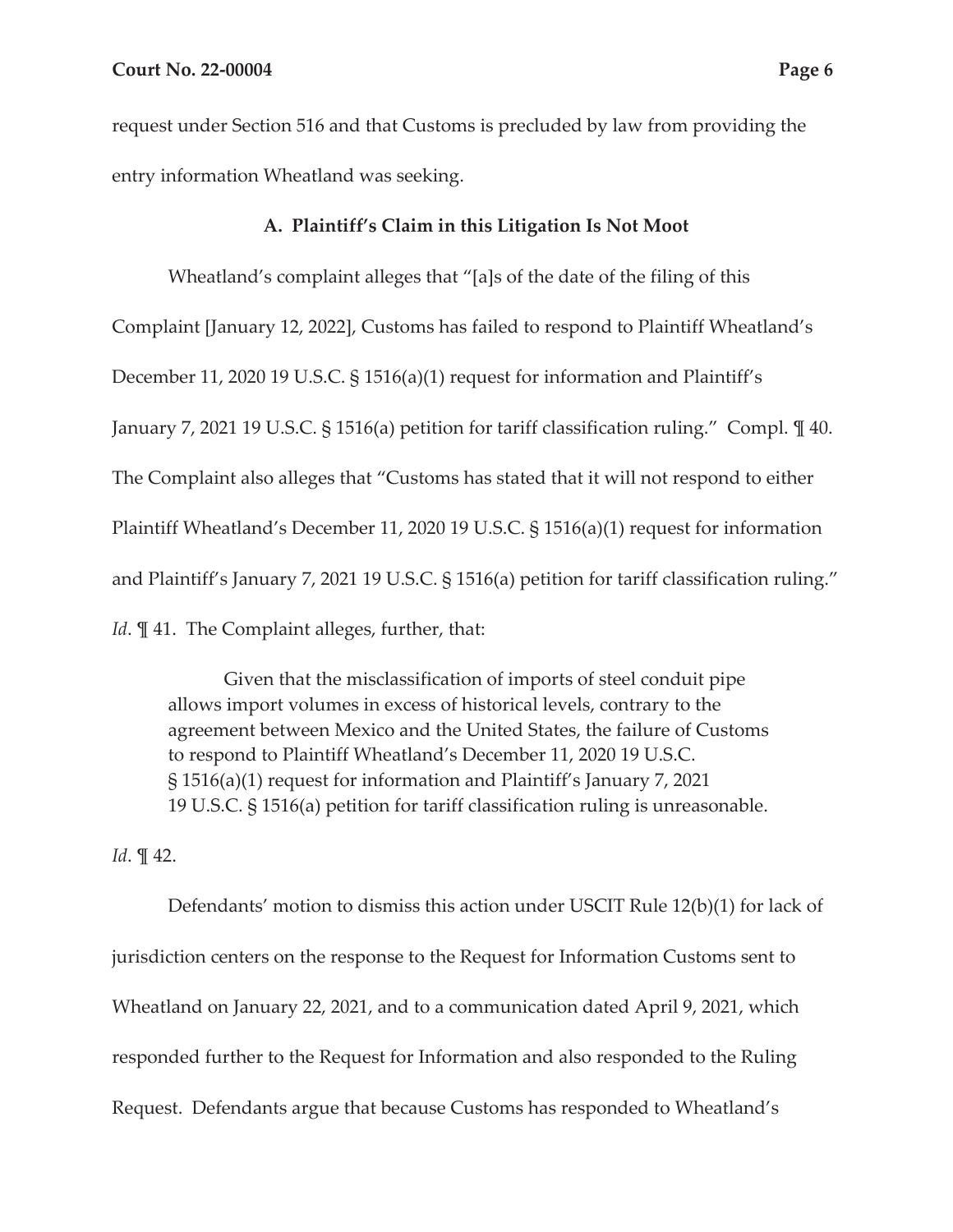request under Section 516 and that Customs is precluded by law from providing the entry information Wheatland was seeking.

**A. Plaintiff's Claim in this Litigation Is Not Moot**

Wheatland's complaint alleges that "[a]s of the date of the filing of this Complaint [January 12, 2022], Customs has failed to respond to Plaintiff Wheatland's December 11, 2020 19 U.S.C. § 1516(a)(1) request for information and Plaintiff's January 7, 2021 19 U.S.C. § 1516(a) petition for tariff classification ruling." Compl. ¶ 40. The Complaint also alleges that "Customs has stated that it will not respond to either Plaintiff Wheatland's December 11, 2020 19 U.S.C. § 1516(a)(1) request for information and Plaintiff's January 7, 2021 19 U.S.C. § 1516(a) petition for tariff classification ruling." *Id*. ¶ 41. The Complaint alleges, further, that:

> Given that the misclassification of imports of steel conduit pipe allows import volumes in excess of historical levels, contrary to the agreement between Mexico and the United States, the failure of Customs to respond to Plaintiff Wheatland's December 11, 2020 19 U.S.C. § 1516(a)(1) request for information and Plaintiff's January 7, 2021 19 U.S.C. § 1516(a) petition for tariff classification ruling is unreasonable.

*Id*. ¶ 42.

Defendants' motion to dismiss this action under USCIT Rule 12(b)(1) for lack of jurisdiction centers on the response to the Request for Information Customs sent to Wheatland on January 22, 2021, and to a communication dated April 9, 2021, which responded further to the Request for Information and also responded to the Ruling Request. Defendants argue that because Customs has responded to Wheatland's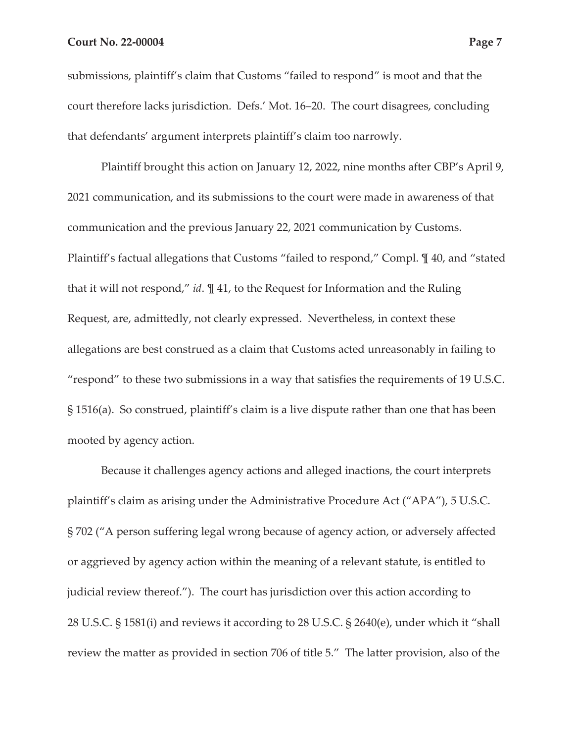submissions, plaintiff's claim that Customs "failed to respond" is moot and that the court therefore lacks jurisdiction. Defs.' Mot. 16–20. The court disagrees, concluding that defendants' argument interprets plaintiff's claim too narrowly.

Plaintiff brought this action on January 12, 2022, nine months after CBP's April 9, 2021 communication, and its submissions to the court were made in awareness of that communication and the previous January 22, 2021 communication by Customs. Plaintiff's factual allegations that Customs "failed to respond," Compl. ¶ 40, and "stated that it will not respond," *id*. ¶ 41, to the Request for Information and the Ruling Request, are, admittedly, not clearly expressed. Nevertheless, in context these allegations are best construed as a claim that Customs acted unreasonably in failing to "respond" to these two submissions in a way that satisfies the requirements of 19 U.S.C. § 1516(a). So construed, plaintiff's claim is a live dispute rather than one that has been mooted by agency action.

Because it challenges agency actions and alleged inactions, the court interprets plaintiff's claim as arising under the Administrative Procedure Act ("APA"), 5 U.S.C. § 702 ("A person suffering legal wrong because of agency action, or adversely affected or aggrieved by agency action within the meaning of a relevant statute, is entitled to judicial review thereof."). The court has jurisdiction over this action according to 28 U.S.C. § 1581(i) and reviews it according to 28 U.S.C. § 2640(e), under which it "shall review the matter as provided in section 706 of title 5." The latter provision, also of the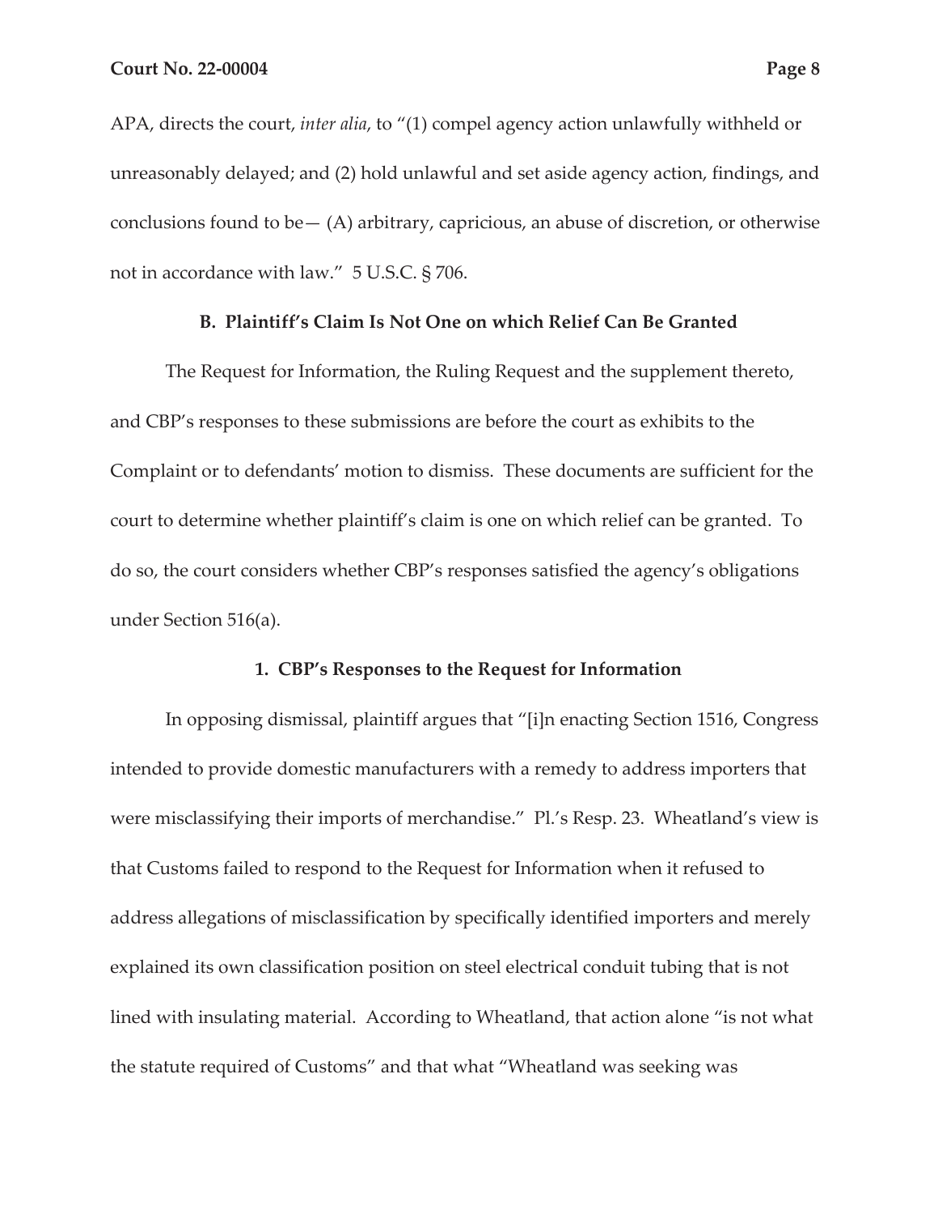APA, directs the court, *inter alia*, to "(1) compel agency action unlawfully withheld or unreasonably delayed; and (2) hold unlawful and set aside agency action, findings, and conclusions found to be— (A) arbitrary, capricious, an abuse of discretion, or otherwise not in accordance with law." 5 U.S.C. § 706.

### B. Plaintiff's Claim Is Not One on which Relief Can Be Granted

The Request for Information, the Ruling Request and the supplement thereto, and CBP's responses to these submissions are before the court as exhibits to the Complaint or to defendants' motion to dismiss. These documents are sufficient for the court to determine whether plaintiff's claim is one on which relief can be granted. To do so, the court considers whether CBP's responses satisfied the agency's obligations under Section 516(a).

#### 1. CBP's Responses to the Request for Information

In opposing dismissal, plaintiff argues that "[i]n enacting Section 1516, Congress intended to provide domestic manufacturers with a remedy to address importers that were misclassifying their imports of merchandise." Pl.'s Resp. 23. Wheatland's view is that Customs failed to respond to the Request for Information when it refused to address allegations of misclassification by specifically identified importers and merely explained its own classification position on steel electrical conduit tubing that is not lined with insulating material. According to Wheatland, that action alone "is not what the statute required of Customs" and that what "Wheatland was seeking was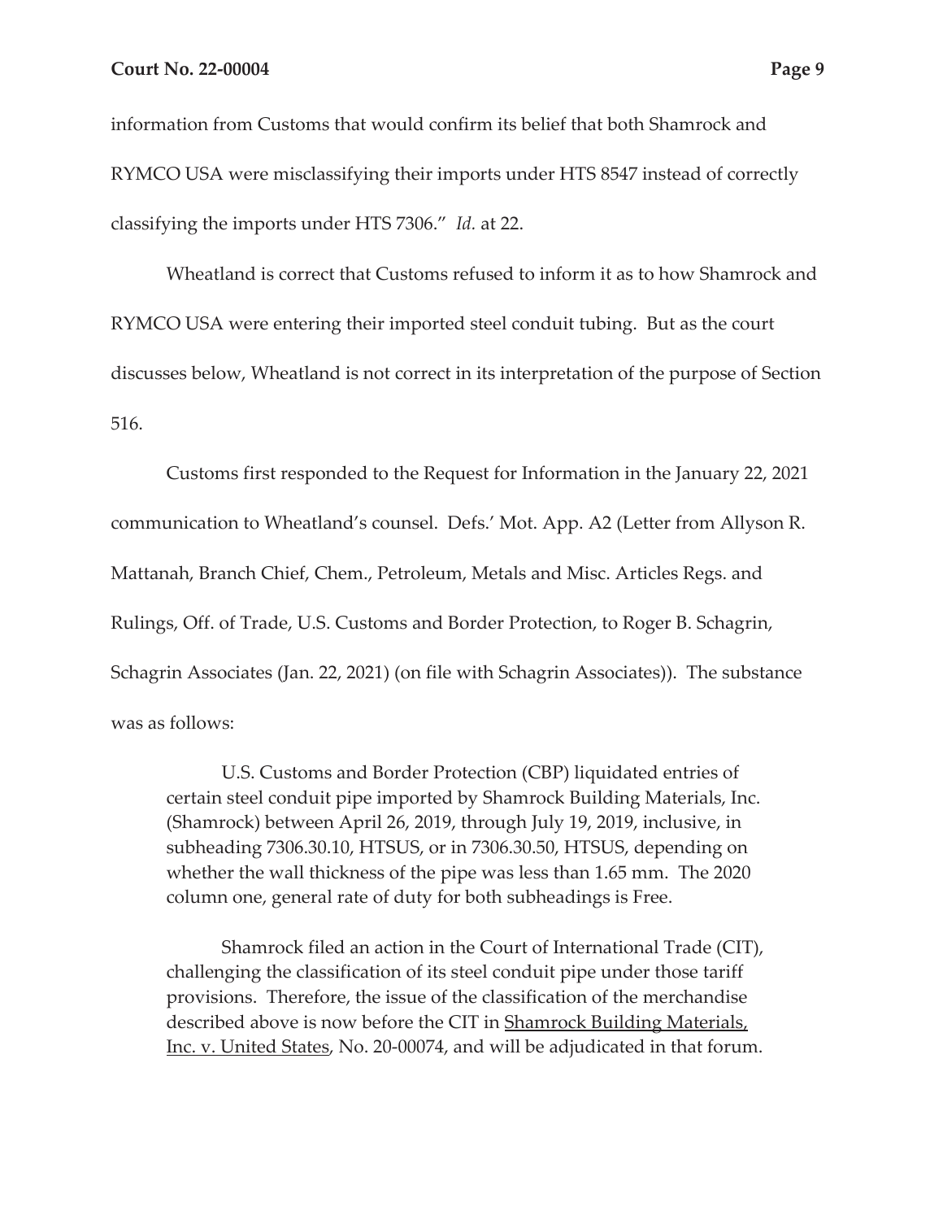information from Customs that would confirm its belief that both Shamrock and RYMCO USA were misclassifying their imports under HTS 8547 instead of correctly classifying the imports under HTS 7306." *Id.* at 22.

Wheatland is correct that Customs refused to inform it as to how Shamrock and RYMCO USA were entering their imported steel conduit tubing. But as the court discusses below, Wheatland is not correct in its interpretation of the purpose of Section 516.

Customs first responded to the Request for Information in the January 22, 2021 communication to Wheatland's counsel. Defs.' Mot. App. A2 (Letter from Allyson R. Mattanah, Branch Chief, Chem., Petroleum, Metals and Misc. Articles Regs. and Rulings, Off. of Trade, U.S. Customs and Border Protection, to Roger B. Schagrin, Schagrin Associates (Jan. 22, 2021) (on file with Schagrin Associates)). The substance was as follows:

> U.S. Customs and Border Protection (CBP) liquidated entries of certain steel conduit pipe imported by Shamrock Building Materials, Inc. (Shamrock) between April 26, 2019, through July 19, 2019, inclusive, in subheading 7306.30.10, HTSUS, or in 7306.30.50, HTSUS, depending on whether the wall thickness of the pipe was less than 1.65 mm. The 2020 column one, general rate of duty for both subheadings is Free.
>
> Shamrock filed an action in the Court of International Trade (CIT), challenging the classification of its steel conduit pipe under those tariff provisions. Therefore, the issue of the classification of the merchandise described above is now before the CIT in Shamrock Building Materials, Inc. v. United States, No. 20-00074, and will be adjudicated in that forum.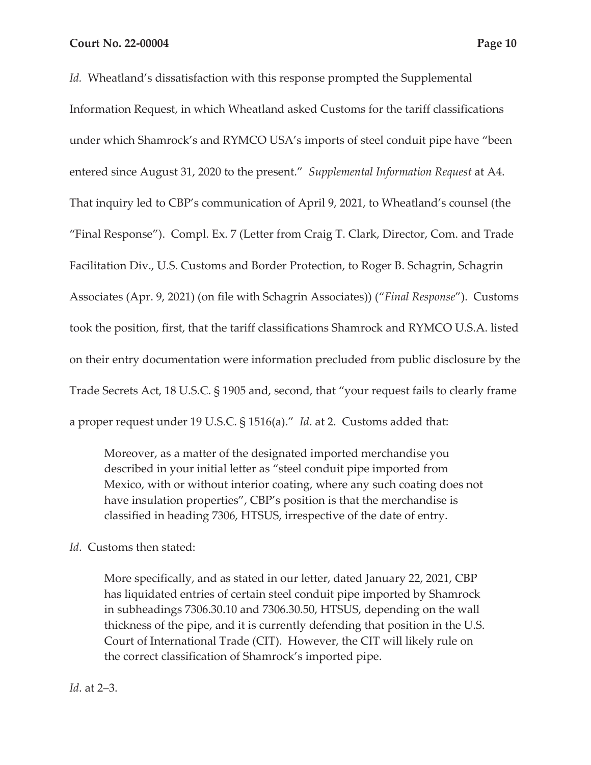*Id.* Wheatland's dissatisfaction with this response prompted the Supplemental Information Request, in which Wheatland asked Customs for the tariff classifications under which Shamrock's and RYMCO USA's imports of steel conduit pipe have "been entered since August 31, 2020 to the present." *Supplemental Information Request* at A4. That inquiry led to CBP's communication of April 9, 2021, to Wheatland's counsel (the "Final Response"). Compl. Ex. 7 (Letter from Craig T. Clark, Director, Com. and Trade Facilitation Div., U.S. Customs and Border Protection, to Roger B. Schagrin, Schagrin Associates (Apr. 9, 2021) (on file with Schagrin Associates)) ("*Final Response*"). Customs took the position, first, that the tariff classifications Shamrock and RYMCO U.S.A. listed on their entry documentation were information precluded from public disclosure by the Trade Secrets Act, 18 U.S.C. § 1905 and, second, that "your request fails to clearly frame a proper request under 19 U.S.C. § 1516(a)." *Id*. at 2. Customs added that:

> Moreover, as a matter of the designated imported merchandise you described in your initial letter as "steel conduit pipe imported from Mexico, with or without interior coating, where any such coating does not have insulation properties", CBP's position is that the merchandise is classified in heading 7306, HTSUS, irrespective of the date of entry.

*Id*. Customs then stated:

> More specifically, and as stated in our letter, dated January 22, 2021, CBP has liquidated entries of certain steel conduit pipe imported by Shamrock in subheadings 7306.30.10 and 7306.30.50, HTSUS, depending on the wall thickness of the pipe, and it is currently defending that position in the U.S. Court of International Trade (CIT). However, the CIT will likely rule on the correct classification of Shamrock's imported pipe.

*Id*. at 2–3.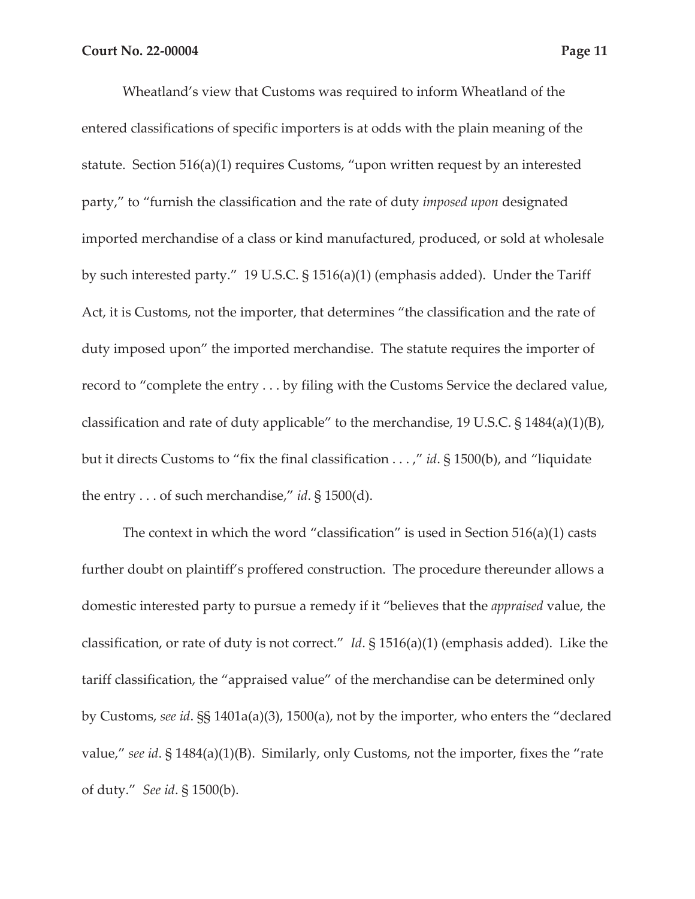Wheatland's view that Customs was required to inform Wheatland of the entered classifications of specific importers is at odds with the plain meaning of the statute. Section 516(a)(1) requires Customs, "upon written request by an interested party," to "furnish the classification and the rate of duty *imposed upon* designated imported merchandise of a class or kind manufactured, produced, or sold at wholesale by such interested party." 19 U.S.C. § 1516(a)(1) (emphasis added). Under the Tariff Act, it is Customs, not the importer, that determines "the classification and the rate of duty imposed upon" the imported merchandise. The statute requires the importer of record to "complete the entry . . . by filing with the Customs Service the declared value, classification and rate of duty applicable" to the merchandise, 19 U.S.C. § 1484(a)(1)(B), but it directs Customs to "fix the final classification . . . ," *id*. § 1500(b), and "liquidate the entry . . . of such merchandise," *id*. § 1500(d).

The context in which the word "classification" is used in Section 516(a)(1) casts further doubt on plaintiff's proffered construction. The procedure thereunder allows a domestic interested party to pursue a remedy if it "believes that the *appraised* value, the classification, or rate of duty is not correct." *Id*. § 1516(a)(1) (emphasis added). Like the tariff classification, the "appraised value" of the merchandise can be determined only by Customs, *see id*. §§ 1401a(a)(3), 1500(a), not by the importer, who enters the "declared value," *see id*. § 1484(a)(1)(B). Similarly, only Customs, not the importer, fixes the "rate of duty." *See id*. § 1500(b).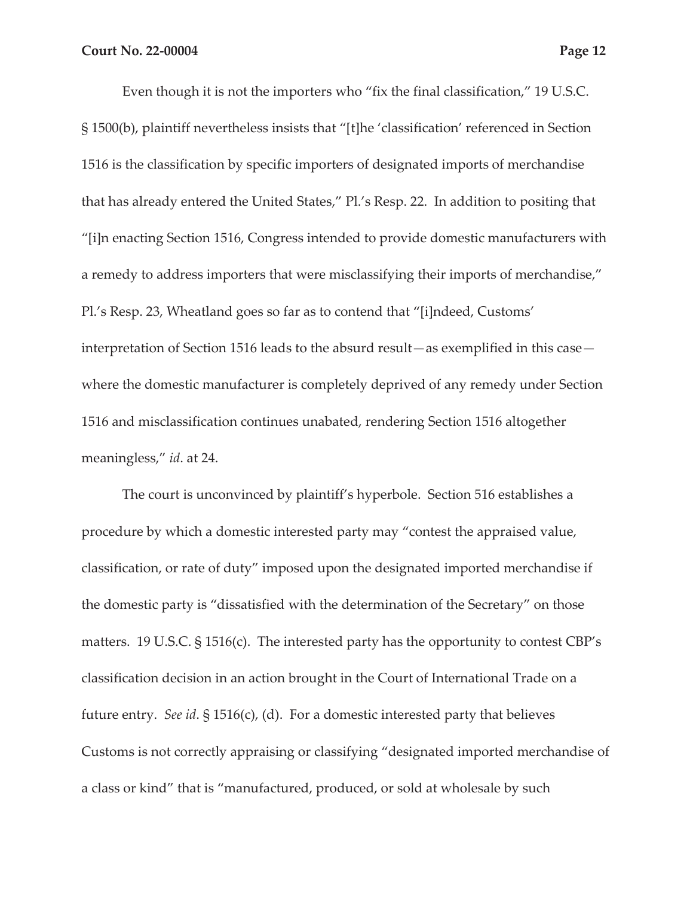Even though it is not the importers who "fix the final classification," 19 U.S.C. § 1500(b), plaintiff nevertheless insists that "[t]he 'classification' referenced in Section 1516 is the classification by specific importers of designated imports of merchandise that has already entered the United States," Pl.'s Resp. 22. In addition to positing that "[i]n enacting Section 1516, Congress intended to provide domestic manufacturers with a remedy to address importers that were misclassifying their imports of merchandise," Pl.'s Resp. 23, Wheatland goes so far as to contend that "[i]ndeed, Customs' interpretation of Section 1516 leads to the absurd result—as exemplified in this case—where the domestic manufacturer is completely deprived of any remedy under Section 1516 and misclassification continues unabated, rendering Section 1516 altogether meaningless," *id*. at 24.

The court is unconvinced by plaintiff's hyperbole. Section 516 establishes a procedure by which a domestic interested party may "contest the appraised value, classification, or rate of duty" imposed upon the designated imported merchandise if the domestic party is "dissatisfied with the determination of the Secretary" on those matters. 19 U.S.C. § 1516(c). The interested party has the opportunity to contest CBP's classification decision in an action brought in the Court of International Trade on a future entry. *See id*. § 1516(c), (d). For a domestic interested party that believes Customs is not correctly appraising or classifying "designated imported merchandise of a class or kind" that is "manufactured, produced, or sold at wholesale by such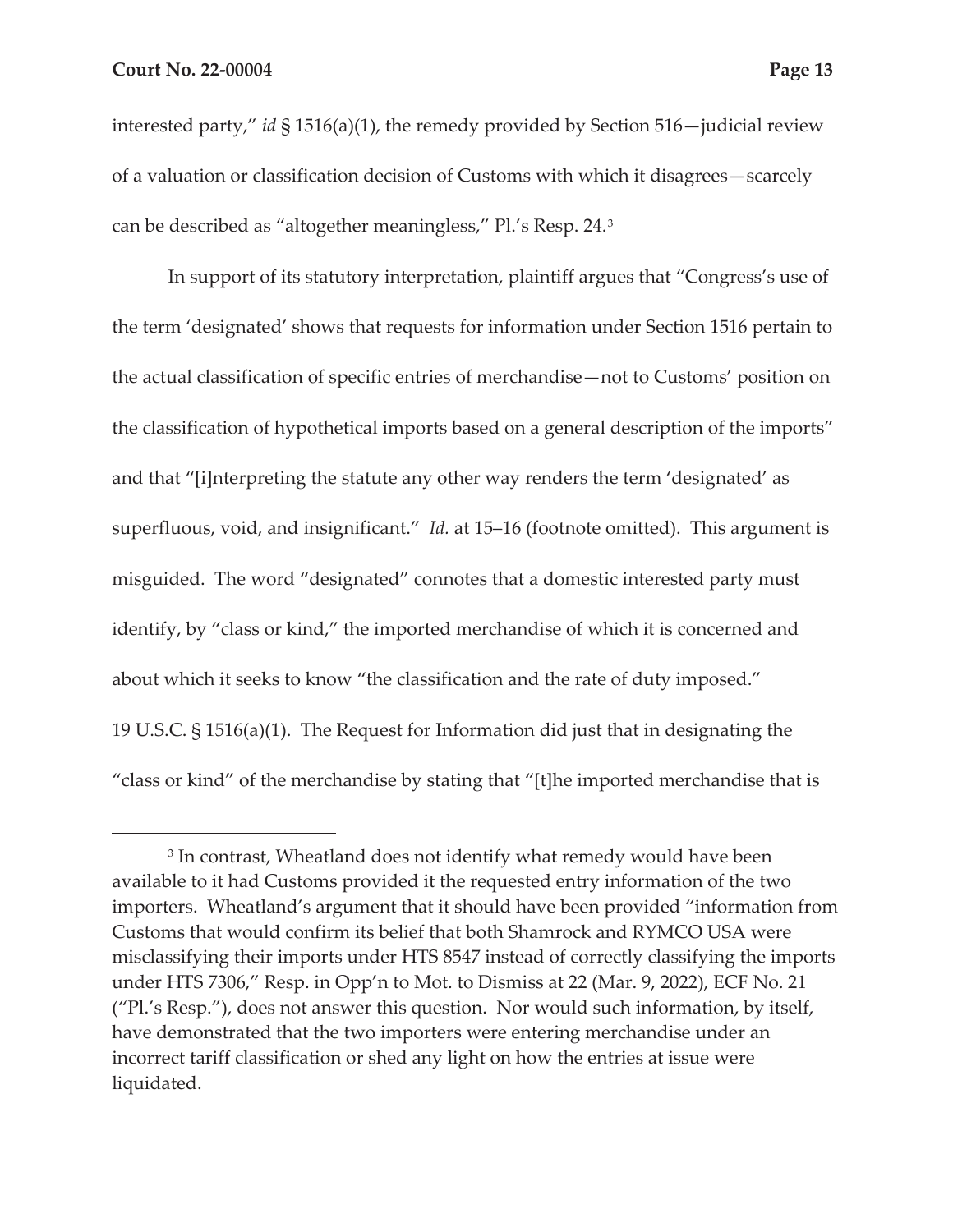interested party," *id* § 1516(a)(1), the remedy provided by Section 516—judicial review of a valuation or classification decision of Customs with which it disagrees—scarcely can be described as "altogether meaningless," Pl.'s Resp. 24.[3]

In support of its statutory interpretation, plaintiff argues that "Congress's use of the term 'designated' shows that requests for information under Section 1516 pertain to the actual classification of specific entries of merchandise—not to Customs' position on the classification of hypothetical imports based on a general description of the imports" and that "[i]nterpreting the statute any other way renders the term 'designated' as superfluous, void, and insignificant." *Id.* at 15–16 (footnote omitted). This argument is misguided. The word "designated" connotes that a domestic interested party must identify, by "class or kind," the imported merchandise of which it is concerned and about which it seeks to know "the classification and the rate of duty imposed." 19 U.S.C. § 1516(a)(1). The Request for Information did just that in designating the "class or kind" of the merchandise by stating that "[t]he imported merchandise that is

---

[3] In contrast, Wheatland does not identify what remedy would have been available to it had Customs provided it the requested entry information of the two importers. Wheatland's argument that it should have been provided "information from Customs that would confirm its belief that both Shamrock and RYMCO USA were misclassifying their imports under HTS 8547 instead of correctly classifying the imports under HTS 7306," Resp. in Opp'n to Mot. to Dismiss at 22 (Mar. 9, 2022), ECF No. 21 ("Pl.'s Resp."), does not answer this question. Nor would such information, by itself, have demonstrated that the two importers were entering merchandise under an incorrect tariff classification or shed any light on how the entries at issue were liquidated.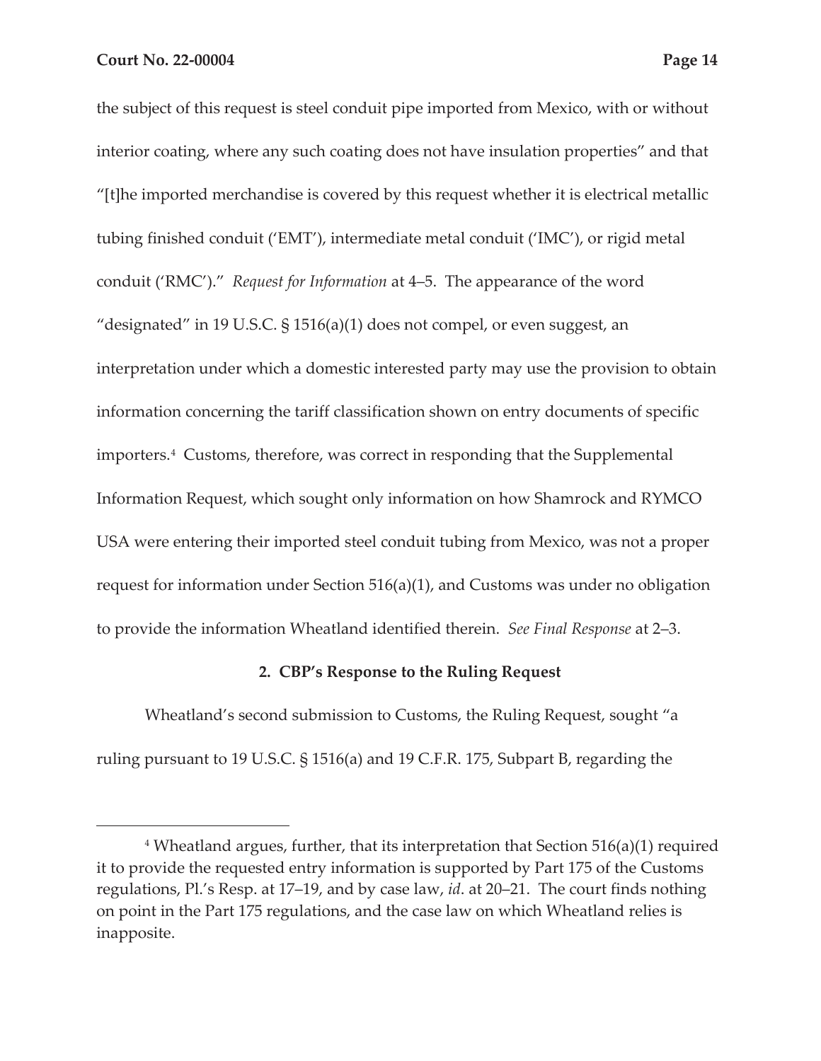the subject of this request is steel conduit pipe imported from Mexico, with or without interior coating, where any such coating does not have insulation properties" and that "[t]he imported merchandise is covered by this request whether it is electrical metallic tubing finished conduit ('EMT'), intermediate metal conduit ('IMC'), or rigid metal conduit ('RMC')." *Request for Information* at 4–5. The appearance of the word "designated" in 19 U.S.C. § 1516(a)(1) does not compel, or even suggest, an interpretation under which a domestic interested party may use the provision to obtain information concerning the tariff classification shown on entry documents of specific importers.[4] Customs, therefore, was correct in responding that the Supplemental Information Request, which sought only information on how Shamrock and RYMCO USA were entering their imported steel conduit tubing from Mexico, was not a proper request for information under Section 516(a)(1), and Customs was under no obligation to provide the information Wheatland identified therein. *See Final Response* at 2–3.

**2. CBP's Response to the Ruling Request**

Wheatland's second submission to Customs, the Ruling Request, sought "a ruling pursuant to 19 U.S.C. § 1516(a) and 19 C.F.R. 175, Subpart B, regarding the

---

[4] Wheatland argues, further, that its interpretation that Section 516(a)(1) required it to provide the requested entry information is supported by Part 175 of the Customs regulations, Pl.'s Resp. at 17–19, and by case law, *id*. at 20–21. The court finds nothing on point in the Part 175 regulations, and the case law on which Wheatland relies is inapposite.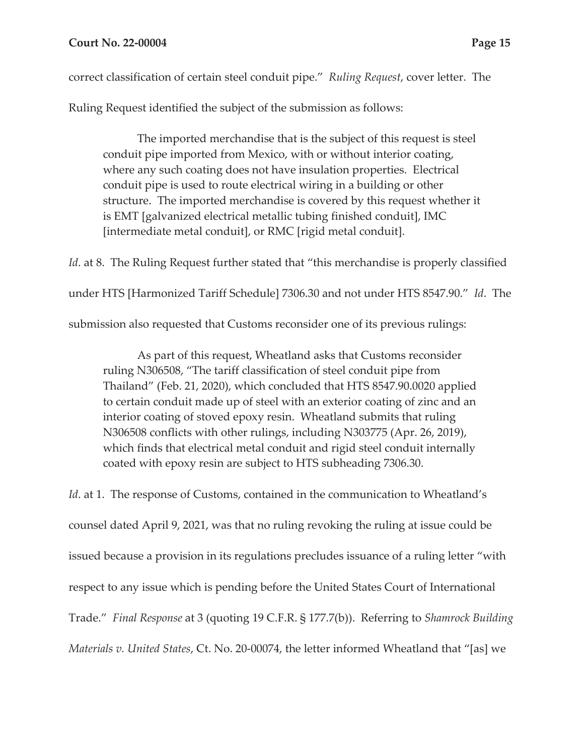correct classification of certain steel conduit pipe." *Ruling Request*, cover letter. The Ruling Request identified the subject of the submission as follows:

> The imported merchandise that is the subject of this request is steel conduit pipe imported from Mexico, with or without interior coating, where any such coating does not have insulation properties. Electrical conduit pipe is used to route electrical wiring in a building or other structure. The imported merchandise is covered by this request whether it is EMT [galvanized electrical metallic tubing finished conduit], IMC [intermediate metal conduit], or RMC [rigid metal conduit].

*Id*. at 8. The Ruling Request further stated that "this merchandise is properly classified under HTS [Harmonized Tariff Schedule] 7306.30 and not under HTS 8547.90." *Id*. The submission also requested that Customs reconsider one of its previous rulings:

> As part of this request, Wheatland asks that Customs reconsider ruling N306508, "The tariff classification of steel conduit pipe from Thailand" (Feb. 21, 2020), which concluded that HTS 8547.90.0020 applied to certain conduit made up of steel with an exterior coating of zinc and an interior coating of stoved epoxy resin. Wheatland submits that ruling N306508 conflicts with other rulings, including N303775 (Apr. 26, 2019), which finds that electrical metal conduit and rigid steel conduit internally coated with epoxy resin are subject to HTS subheading 7306.30.

*Id*. at 1. The response of Customs, contained in the communication to Wheatland's counsel dated April 9, 2021, was that no ruling revoking the ruling at issue could be issued because a provision in its regulations precludes issuance of a ruling letter "with respect to any issue which is pending before the United States Court of International Trade." *Final Response* at 3 (quoting 19 C.F.R. § 177.7(b)). Referring to *Shamrock Building Materials v. United States*, Ct. No. 20-00074, the letter informed Wheatland that "[as] we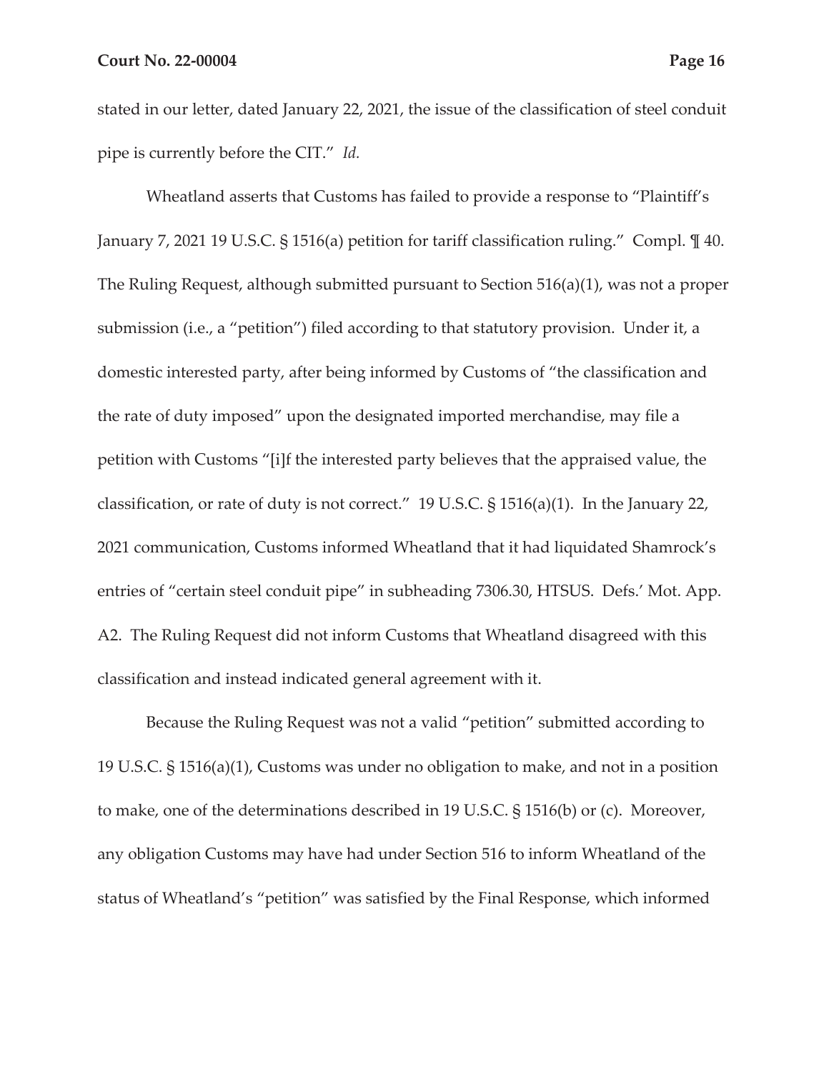stated in our letter, dated January 22, 2021, the issue of the classification of steel conduit pipe is currently before the CIT." *Id.*

Wheatland asserts that Customs has failed to provide a response to "Plaintiff's January 7, 2021 19 U.S.C. § 1516(a) petition for tariff classification ruling." Compl. ¶ 40. The Ruling Request, although submitted pursuant to Section 516(a)(1), was not a proper submission (i.e., a "petition") filed according to that statutory provision. Under it, a domestic interested party, after being informed by Customs of "the classification and the rate of duty imposed" upon the designated imported merchandise, may file a petition with Customs "[i]f the interested party believes that the appraised value, the classification, or rate of duty is not correct." 19 U.S.C. § 1516(a)(1). In the January 22, 2021 communication, Customs informed Wheatland that it had liquidated Shamrock's entries of "certain steel conduit pipe" in subheading 7306.30, HTSUS. Defs.' Mot. App. A2. The Ruling Request did not inform Customs that Wheatland disagreed with this classification and instead indicated general agreement with it.

Because the Ruling Request was not a valid "petition" submitted according to 19 U.S.C. § 1516(a)(1), Customs was under no obligation to make, and not in a position to make, one of the determinations described in 19 U.S.C. § 1516(b) or (c). Moreover, any obligation Customs may have had under Section 516 to inform Wheatland of the status of Wheatland's "petition" was satisfied by the Final Response, which informed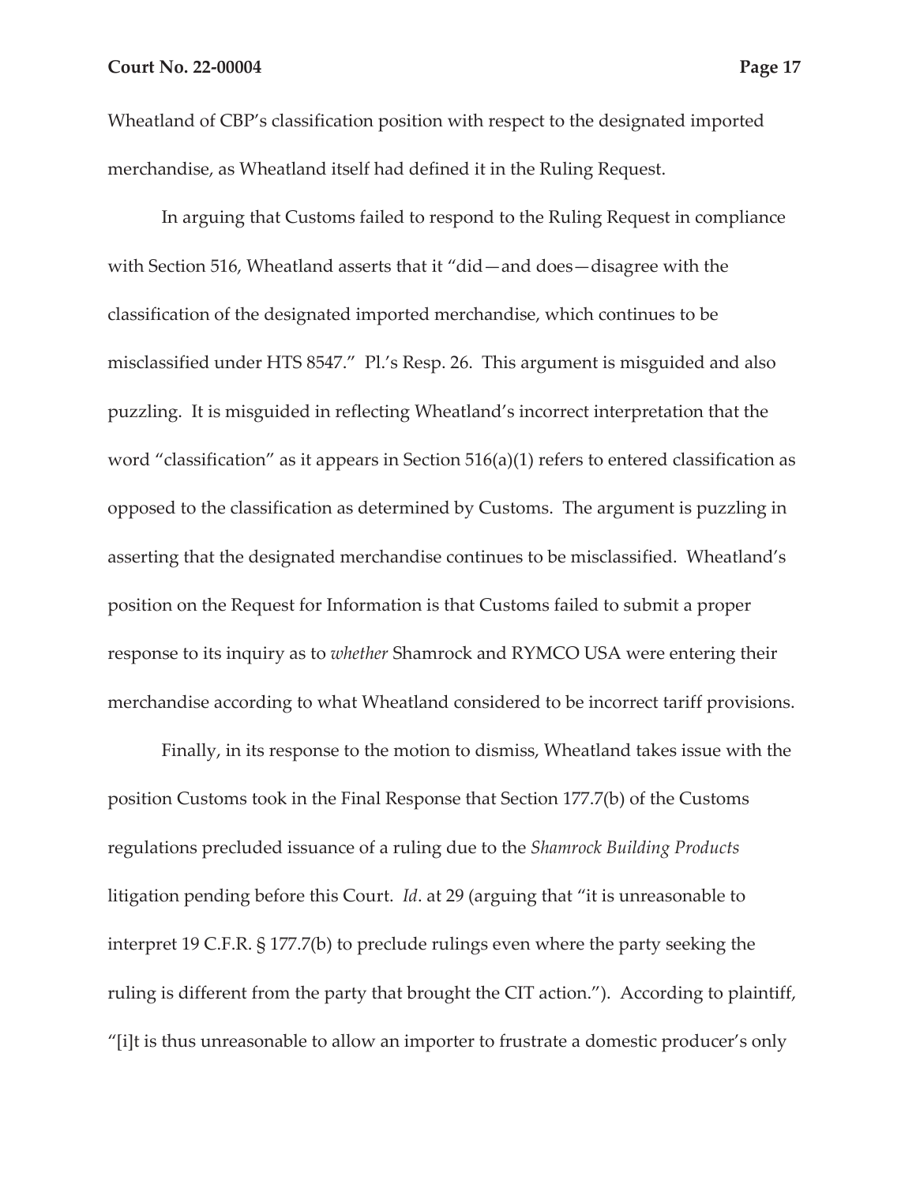Wheatland of CBP's classification position with respect to the designated imported merchandise, as Wheatland itself had defined it in the Ruling Request.

In arguing that Customs failed to respond to the Ruling Request in compliance with Section 516, Wheatland asserts that it "did—and does—disagree with the classification of the designated imported merchandise, which continues to be misclassified under HTS 8547." Pl.'s Resp. 26. This argument is misguided and also puzzling. It is misguided in reflecting Wheatland's incorrect interpretation that the word "classification" as it appears in Section 516(a)(1) refers to entered classification as opposed to the classification as determined by Customs. The argument is puzzling in asserting that the designated merchandise continues to be misclassified. Wheatland's position on the Request for Information is that Customs failed to submit a proper response to its inquiry as to *whether* Shamrock and RYMCO USA were entering their merchandise according to what Wheatland considered to be incorrect tariff provisions.

Finally, in its response to the motion to dismiss, Wheatland takes issue with the position Customs took in the Final Response that Section 177.7(b) of the Customs regulations precluded issuance of a ruling due to the *Shamrock Building Products* litigation pending before this Court. *Id*. at 29 (arguing that "it is unreasonable to interpret 19 C.F.R. § 177.7(b) to preclude rulings even where the party seeking the ruling is different from the party that brought the CIT action."). According to plaintiff, "[i]t is thus unreasonable to allow an importer to frustrate a domestic producer's only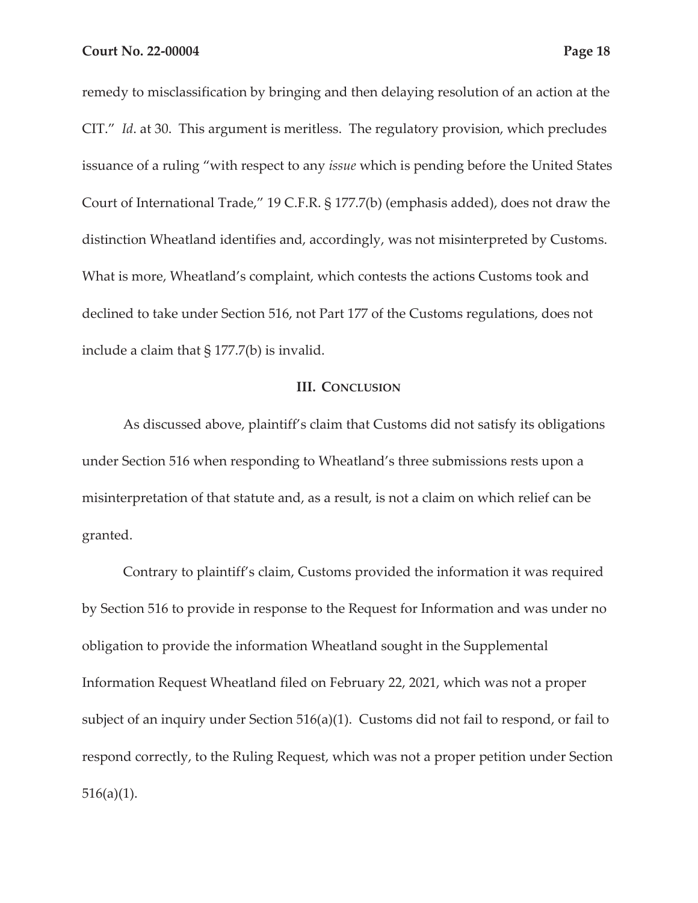remedy to misclassification by bringing and then delaying resolution of an action at the CIT." *Id*. at 30. This argument is meritless. The regulatory provision, which precludes issuance of a ruling "with respect to any *issue* which is pending before the United States Court of International Trade," 19 C.F.R. § 177.7(b) (emphasis added), does not draw the distinction Wheatland identifies and, accordingly, was not misinterpreted by Customs. What is more, Wheatland's complaint, which contests the actions Customs took and declined to take under Section 516, not Part 177 of the Customs regulations, does not include a claim that § 177.7(b) is invalid.

## III. CONCLUSION

As discussed above, plaintiff's claim that Customs did not satisfy its obligations under Section 516 when responding to Wheatland's three submissions rests upon a misinterpretation of that statute and, as a result, is not a claim on which relief can be granted.

Contrary to plaintiff's claim, Customs provided the information it was required by Section 516 to provide in response to the Request for Information and was under no obligation to provide the information Wheatland sought in the Supplemental Information Request Wheatland filed on February 22, 2021, which was not a proper subject of an inquiry under Section 516(a)(1). Customs did not fail to respond, or fail to respond correctly, to the Ruling Request, which was not a proper petition under Section 516(a)(1).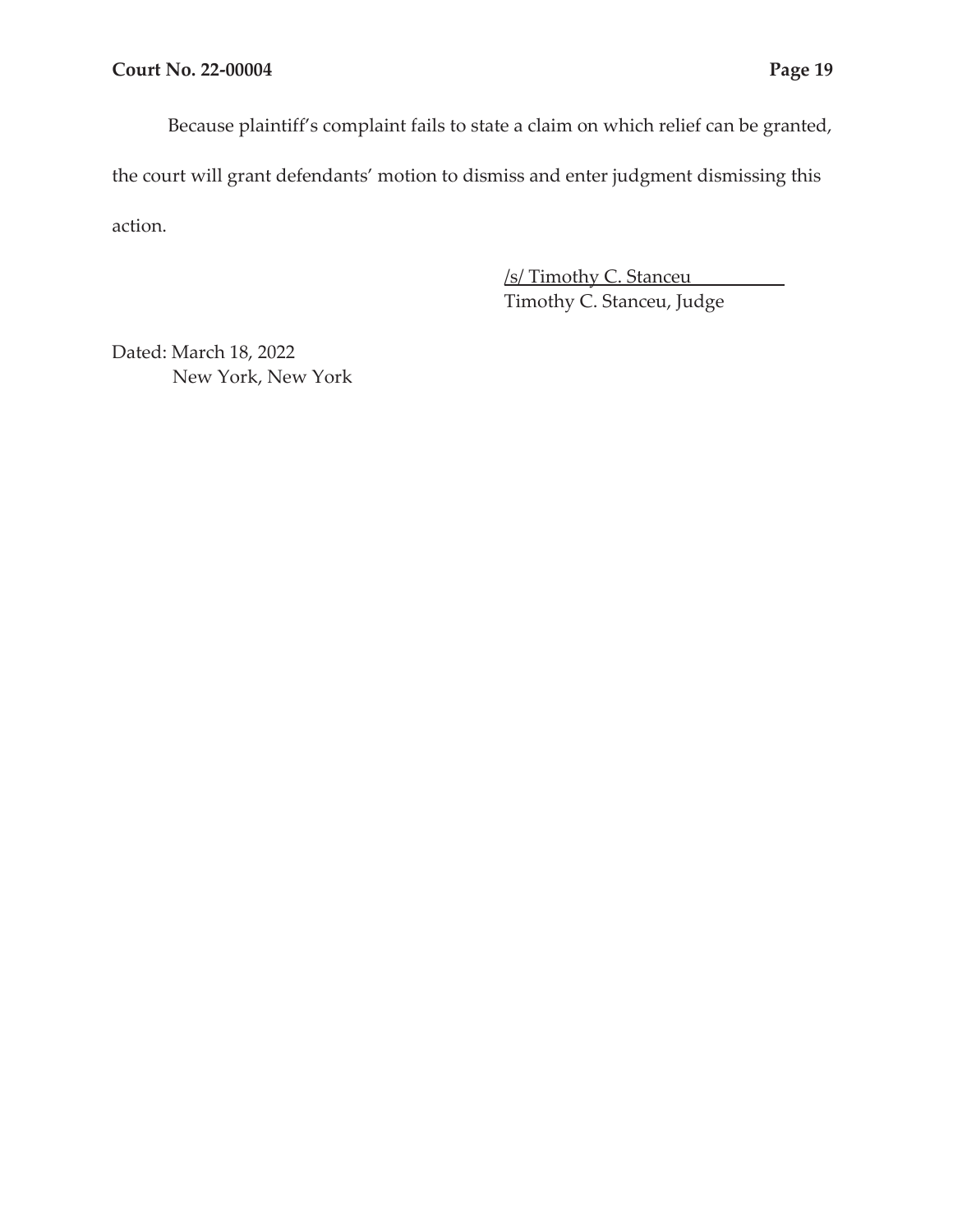Because plaintiff's complaint fails to state a claim on which relief can be granted, the court will grant defendants' motion to dismiss and enter judgment dismissing this action.

/s/ Timothy C. Stanceu
Timothy C. Stanceu, Judge

Dated: March 18, 2022
New York, New York